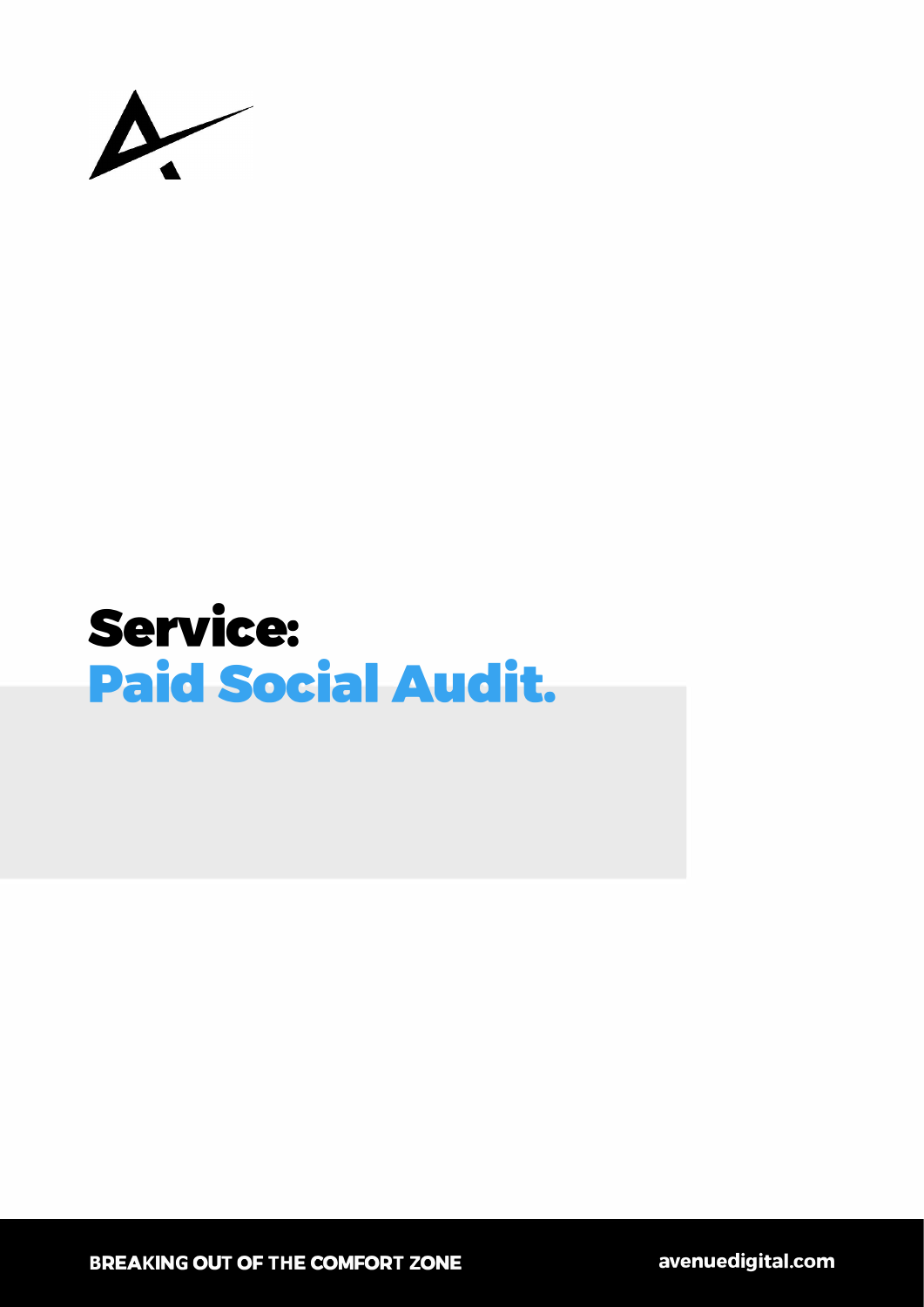# Service:
# Paid Social Audit.

BREAKING OUT OF THE COMFORT ZONE

avenuedigital.com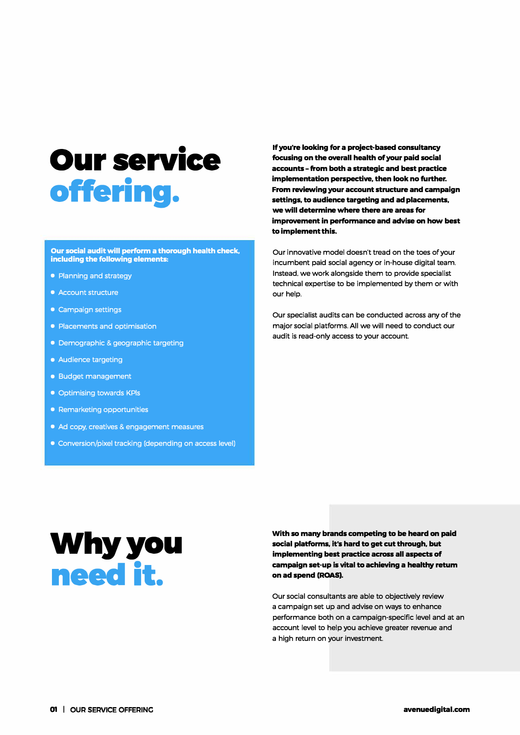# Our service offering.

**If you're looking for a project-based consultancy focusing on the overall health of your paid social accounts – from both a strategic and best practice implementation perspective, then look no further. From reviewing your account structure and campaign settings, to audience targeting and ad placements, we will determine where there are areas for improvement in performance and advise on how best to implement this.**

Our innovative model doesn't tread on the toes of your incumbent paid social agency or in-house digital team. Instead, we work alongside them to provide specialist technical expertise to be implemented by them or with our help.

Our specialist audits can be conducted across any of the major social platforms. All we will need to conduct our audit is read-only access to your account.

**Our social audit will perform a thorough health check, including the following elements:**

- Planning and strategy
- Account structure
- Campaign settings
- Placements and optimisation
- Demographic & geographic targeting
- Audience targeting
- Budget management
- Optimising towards KPIs
- Remarketing opportunities
- Ad copy, creatives & engagement measures
- Conversion/pixel tracking (depending on access level)

# Why you need it.

**With so many brands competing to be heard on paid social platforms, it's hard to get cut through, but implementing best practice across all aspects of campaign set-up is vital to achieving a healthy return on ad spend (ROAS).**

Our social consultants are able to objectively review a campaign set up and advise on ways to enhance performance both on a campaign-specific level and at an account level to help you achieve greater revenue and a high return on your investment.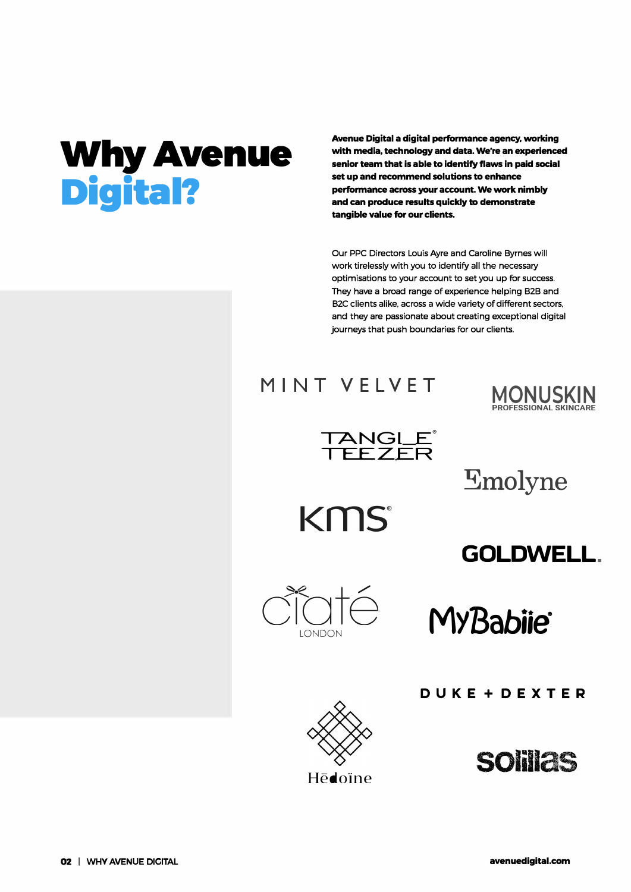# Why Avenue Digital?

**Avenue Digital a digital performance agency, working with media, technology and data. We're an experienced senior team that is able to identify flaws in paid social set up and recommend solutions to enhance performance across your account. We work nimbly and can produce results quickly to demonstrate tangible value for our clients.**

Our PPC Directors Louis Ayre and Caroline Byrnes will work tirelessly with you to identify all the necessary optimisations to your account to set you up for success. They have a broad range of experience helping B2B and B2C clients alike, across a wide variety of different sectors, and they are passionate about creating exceptional digital journeys that push boundaries for our clients.

MINT VELVET

MONUSKIN PROFESSIONAL SKINCARE

TANGLE TEEZER

Emolyne

KMS

GOLDWELL.

ciaté LONDON

MyBabiie

DUKE + DEXTER

Hēdoïne

soiilas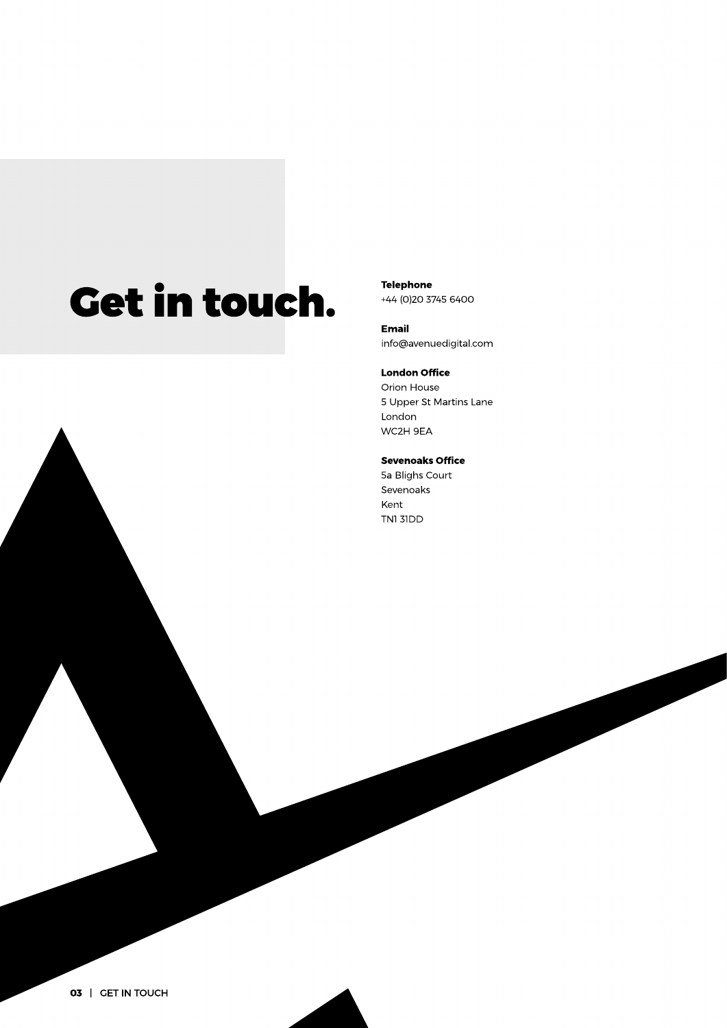# Get in touch.

**Telephone**
+44 (0)20 3745 6400

**Email**
info@avenuedigital.com

**London Office**
Orion House
5 Upper St Martins Lane
London
WC2H 9EA

**Sevenoaks Office**
5a Blighs Court
Sevenoaks
Kent
TN1 31DD